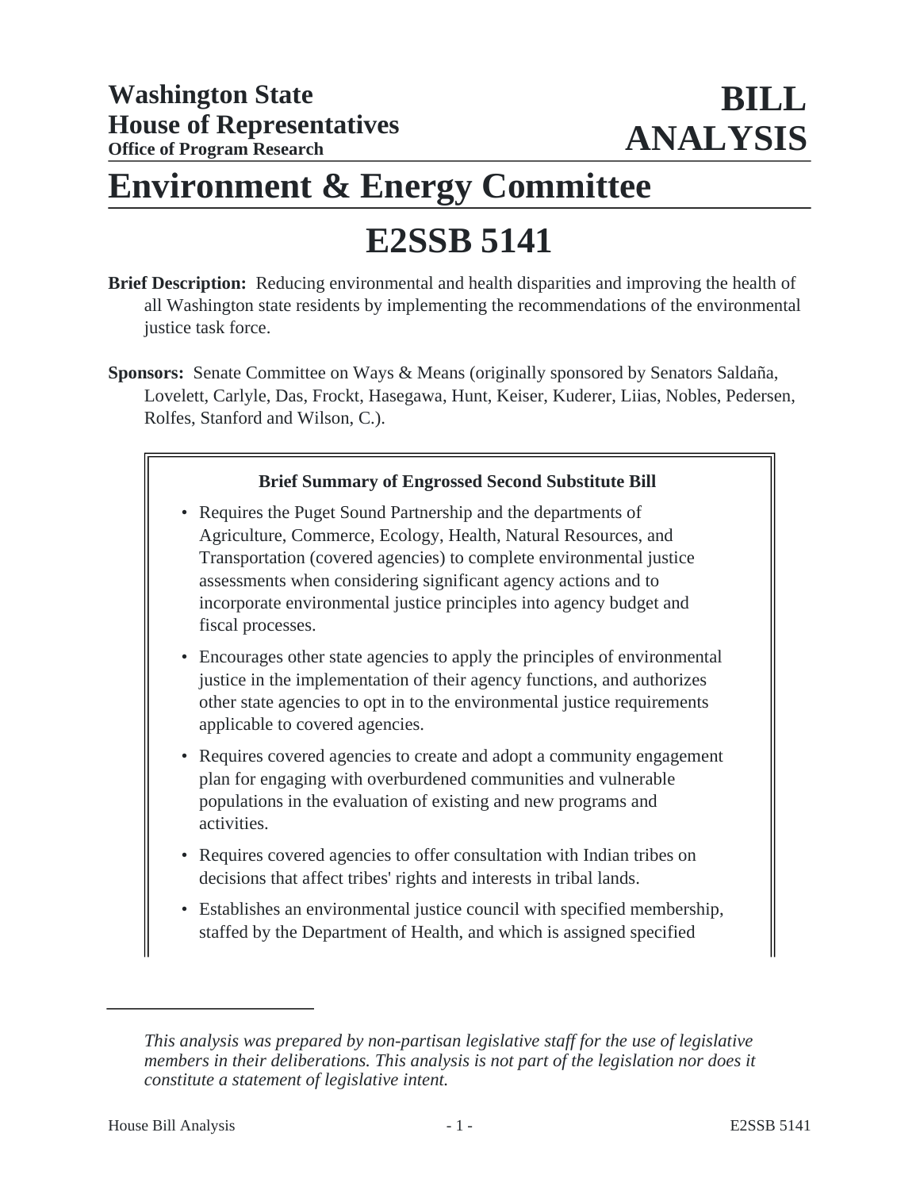**Washington State House of Representatives**
**Office of Program Research**

# BILL ANALYSIS

# Environment & Energy Committee

# E2SSB 5141

**Brief Description:** Reducing environmental and health disparities and improving the health of all Washington state residents by implementing the recommendations of the environmental justice task force.

**Sponsors:** Senate Committee on Ways & Means (originally sponsored by Senators Saldaña, Lovelett, Carlyle, Das, Frockt, Hasegawa, Hunt, Keiser, Kuderer, Liias, Nobles, Pedersen, Rolfes, Stanford and Wilson, C.).

**Brief Summary of Engrossed Second Substitute Bill**

- Requires the Puget Sound Partnership and the departments of Agriculture, Commerce, Ecology, Health, Natural Resources, and Transportation (covered agencies) to complete environmental justice assessments when considering significant agency actions and to incorporate environmental justice principles into agency budget and fiscal processes.
- Encourages other state agencies to apply the principles of environmental justice in the implementation of their agency functions, and authorizes other state agencies to opt in to the environmental justice requirements applicable to covered agencies.
- Requires covered agencies to create and adopt a community engagement plan for engaging with overburdened communities and vulnerable populations in the evaluation of existing and new programs and activities.
- Requires covered agencies to offer consultation with Indian tribes on decisions that affect tribes' rights and interests in tribal lands.
- Establishes an environmental justice council with specified membership, staffed by the Department of Health, and which is assigned specified

---

*This analysis was prepared by non-partisan legislative staff for the use of legislative members in their deliberations. This analysis is not part of the legislation nor does it constitute a statement of legislative intent.*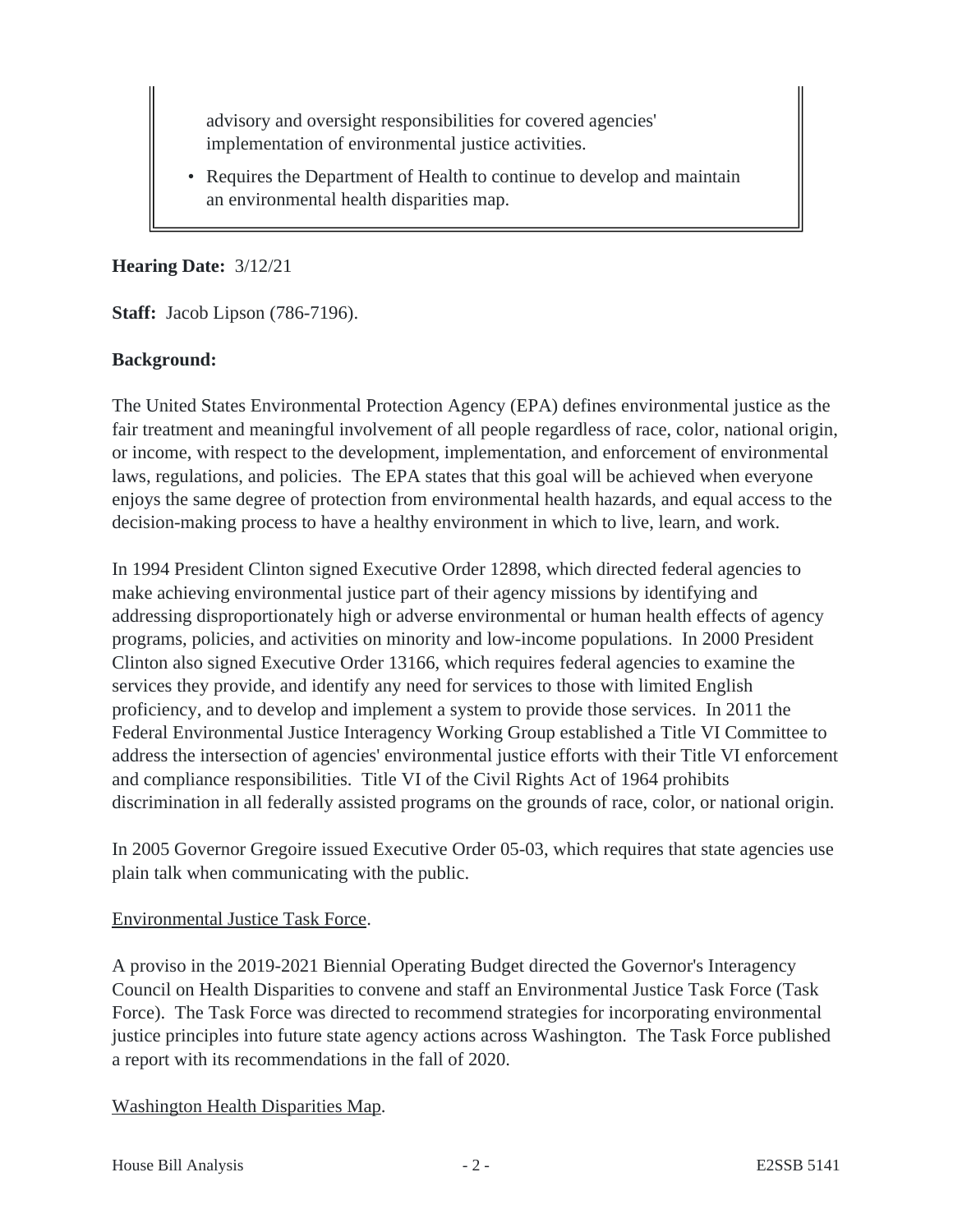advisory and oversight responsibilities for covered agencies' implementation of environmental justice activities.

- Requires the Department of Health to continue to develop and maintain an environmental health disparities map.

**Hearing Date:** 3/12/21

**Staff:** Jacob Lipson (786-7196).

**Background:**

The United States Environmental Protection Agency (EPA) defines environmental justice as the fair treatment and meaningful involvement of all people regardless of race, color, national origin, or income, with respect to the development, implementation, and enforcement of environmental laws, regulations, and policies. The EPA states that this goal will be achieved when everyone enjoys the same degree of protection from environmental health hazards, and equal access to the decision-making process to have a healthy environment in which to live, learn, and work.

In 1994 President Clinton signed Executive Order 12898, which directed federal agencies to make achieving environmental justice part of their agency missions by identifying and addressing disproportionately high or adverse environmental or human health effects of agency programs, policies, and activities on minority and low-income populations. In 2000 President Clinton also signed Executive Order 13166, which requires federal agencies to examine the services they provide, and identify any need for services to those with limited English proficiency, and to develop and implement a system to provide those services. In 2011 the Federal Environmental Justice Interagency Working Group established a Title VI Committee to address the intersection of agencies' environmental justice efforts with their Title VI enforcement and compliance responsibilities. Title VI of the Civil Rights Act of 1964 prohibits discrimination in all federally assisted programs on the grounds of race, color, or national origin.

In 2005 Governor Gregoire issued Executive Order 05-03, which requires that state agencies use plain talk when communicating with the public.

Environmental Justice Task Force.

A proviso in the 2019-2021 Biennial Operating Budget directed the Governor's Interagency Council on Health Disparities to convene and staff an Environmental Justice Task Force (Task Force). The Task Force was directed to recommend strategies for incorporating environmental justice principles into future state agency actions across Washington. The Task Force published a report with its recommendations in the fall of 2020.

Washington Health Disparities Map.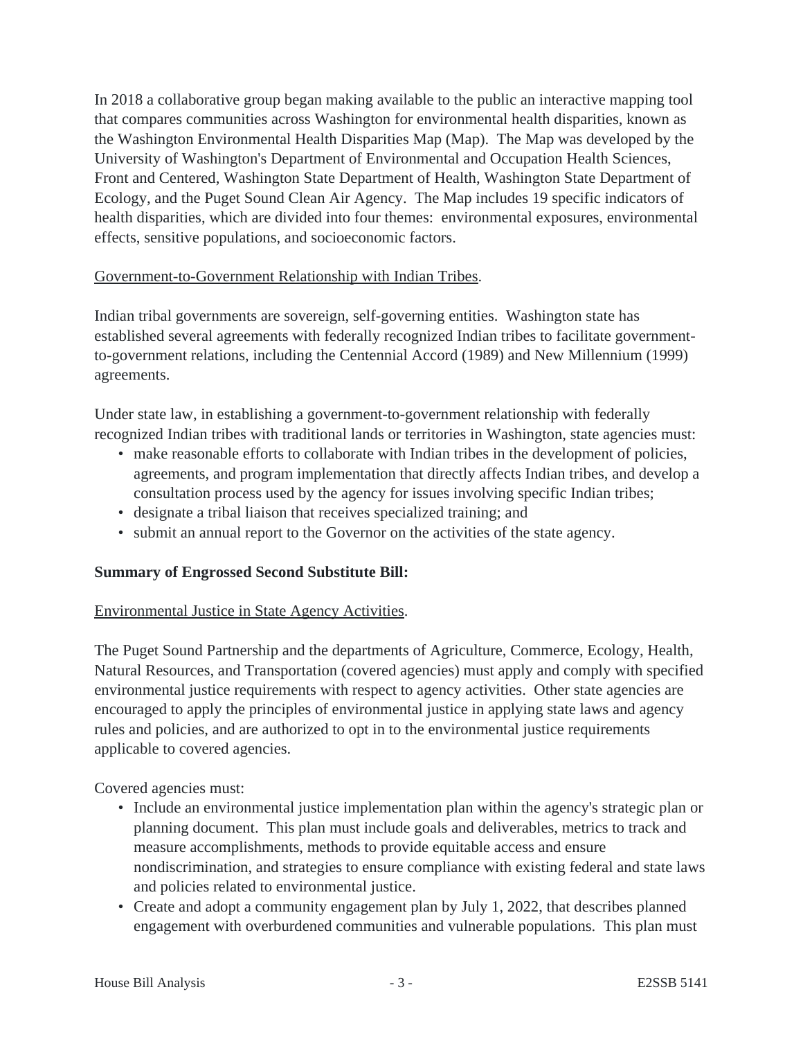In 2018 a collaborative group began making available to the public an interactive mapping tool that compares communities across Washington for environmental health disparities, known as the Washington Environmental Health Disparities Map (Map). The Map was developed by the University of Washington's Department of Environmental and Occupation Health Sciences, Front and Centered, Washington State Department of Health, Washington State Department of Ecology, and the Puget Sound Clean Air Agency. The Map includes 19 specific indicators of health disparities, which are divided into four themes: environmental exposures, environmental effects, sensitive populations, and socioeconomic factors.

Government-to-Government Relationship with Indian Tribes.

Indian tribal governments are sovereign, self-governing entities. Washington state has established several agreements with federally recognized Indian tribes to facilitate government-to-government relations, including the Centennial Accord (1989) and New Millennium (1999) agreements.

Under state law, in establishing a government-to-government relationship with federally recognized Indian tribes with traditional lands or territories in Washington, state agencies must:

- make reasonable efforts to collaborate with Indian tribes in the development of policies, agreements, and program implementation that directly affects Indian tribes, and develop a consultation process used by the agency for issues involving specific Indian tribes;
- designate a tribal liaison that receives specialized training; and
- submit an annual report to the Governor on the activities of the state agency.

**Summary of Engrossed Second Substitute Bill:**

Environmental Justice in State Agency Activities.

The Puget Sound Partnership and the departments of Agriculture, Commerce, Ecology, Health, Natural Resources, and Transportation (covered agencies) must apply and comply with specified environmental justice requirements with respect to agency activities. Other state agencies are encouraged to apply the principles of environmental justice in applying state laws and agency rules and policies, and are authorized to opt in to the environmental justice requirements applicable to covered agencies.

Covered agencies must:

- Include an environmental justice implementation plan within the agency's strategic plan or planning document. This plan must include goals and deliverables, metrics to track and measure accomplishments, methods to provide equitable access and ensure nondiscrimination, and strategies to ensure compliance with existing federal and state laws and policies related to environmental justice.
- Create and adopt a community engagement plan by July 1, 2022, that describes planned engagement with overburdened communities and vulnerable populations. This plan must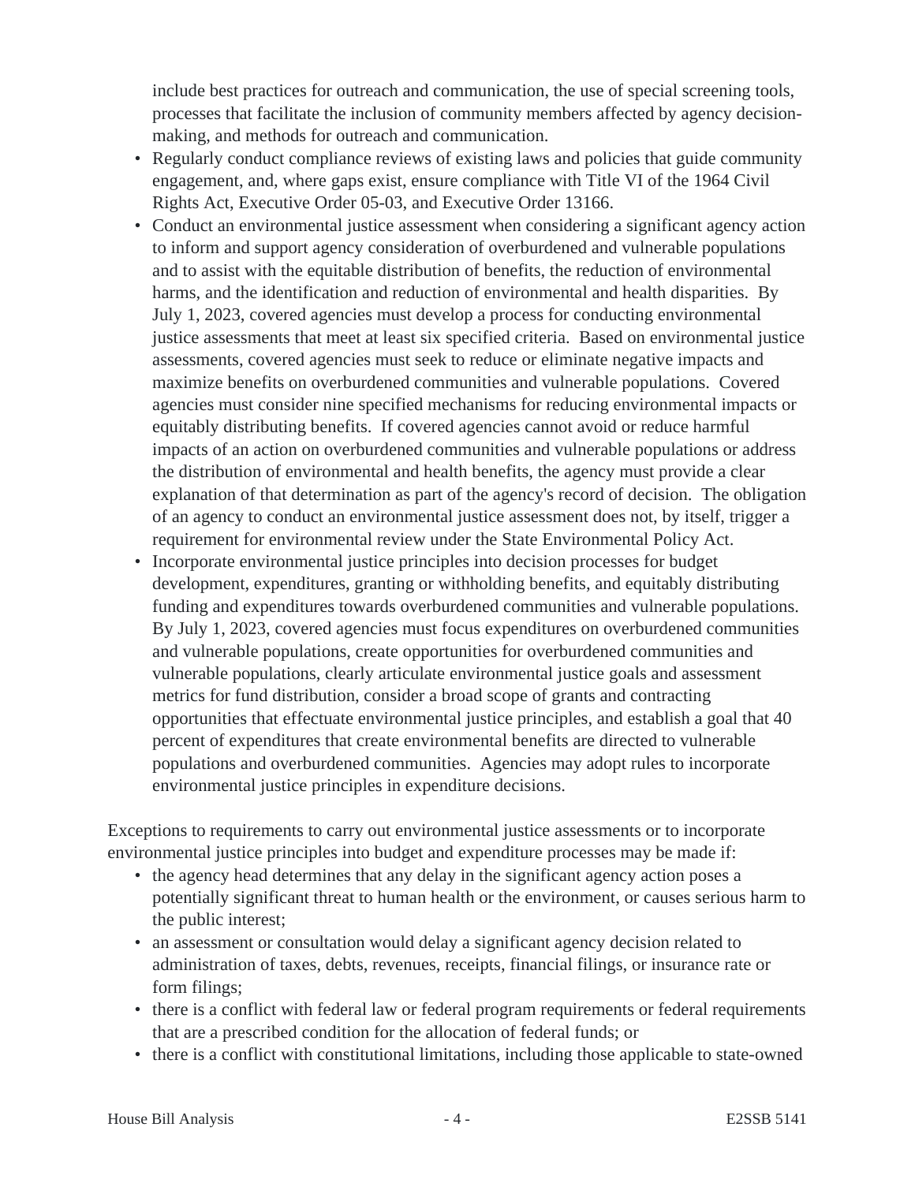include best practices for outreach and communication, the use of special screening tools, processes that facilitate the inclusion of community members affected by agency decision-making, and methods for outreach and communication.

- Regularly conduct compliance reviews of existing laws and policies that guide community engagement, and, where gaps exist, ensure compliance with Title VI of the 1964 Civil Rights Act, Executive Order 05-03, and Executive Order 13166.
- Conduct an environmental justice assessment when considering a significant agency action to inform and support agency consideration of overburdened and vulnerable populations and to assist with the equitable distribution of benefits, the reduction of environmental harms, and the identification and reduction of environmental and health disparities. By July 1, 2023, covered agencies must develop a process for conducting environmental justice assessments that meet at least six specified criteria. Based on environmental justice assessments, covered agencies must seek to reduce or eliminate negative impacts and maximize benefits on overburdened communities and vulnerable populations. Covered agencies must consider nine specified mechanisms for reducing environmental impacts or equitably distributing benefits. If covered agencies cannot avoid or reduce harmful impacts of an action on overburdened communities and vulnerable populations or address the distribution of environmental and health benefits, the agency must provide a clear explanation of that determination as part of the agency's record of decision. The obligation of an agency to conduct an environmental justice assessment does not, by itself, trigger a requirement for environmental review under the State Environmental Policy Act.
- Incorporate environmental justice principles into decision processes for budget development, expenditures, granting or withholding benefits, and equitably distributing funding and expenditures towards overburdened communities and vulnerable populations. By July 1, 2023, covered agencies must focus expenditures on overburdened communities and vulnerable populations, create opportunities for overburdened communities and vulnerable populations, clearly articulate environmental justice goals and assessment metrics for fund distribution, consider a broad scope of grants and contracting opportunities that effectuate environmental justice principles, and establish a goal that 40 percent of expenditures that create environmental benefits are directed to vulnerable populations and overburdened communities. Agencies may adopt rules to incorporate environmental justice principles in expenditure decisions.

Exceptions to requirements to carry out environmental justice assessments or to incorporate environmental justice principles into budget and expenditure processes may be made if:

- the agency head determines that any delay in the significant agency action poses a potentially significant threat to human health or the environment, or causes serious harm to the public interest;
- an assessment or consultation would delay a significant agency decision related to administration of taxes, debts, revenues, receipts, financial filings, or insurance rate or form filings;
- there is a conflict with federal law or federal program requirements or federal requirements that are a prescribed condition for the allocation of federal funds; or
- there is a conflict with constitutional limitations, including those applicable to state-owned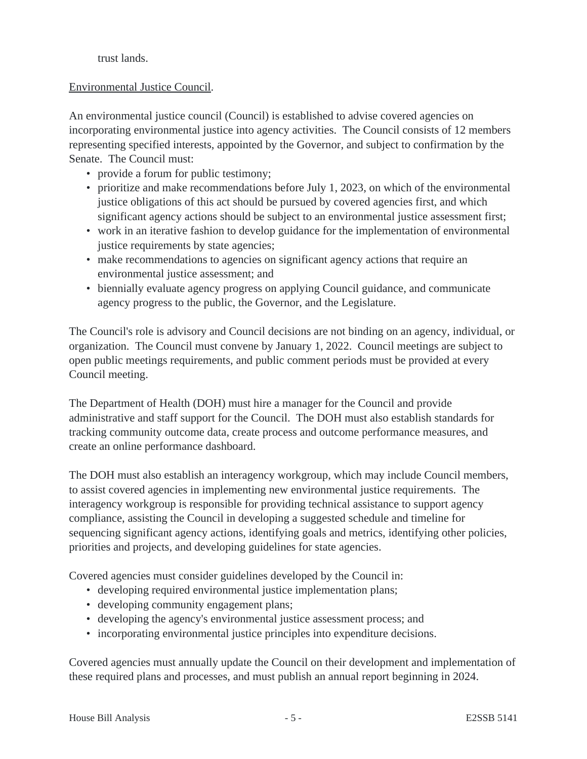trust lands.

Environmental Justice Council.

An environmental justice council (Council) is established to advise covered agencies on incorporating environmental justice into agency activities. The Council consists of 12 members representing specified interests, appointed by the Governor, and subject to confirmation by the Senate. The Council must:

- provide a forum for public testimony;
- prioritize and make recommendations before July 1, 2023, on which of the environmental justice obligations of this act should be pursued by covered agencies first, and which significant agency actions should be subject to an environmental justice assessment first;
- work in an iterative fashion to develop guidance for the implementation of environmental justice requirements by state agencies;
- make recommendations to agencies on significant agency actions that require an environmental justice assessment; and
- biennially evaluate agency progress on applying Council guidance, and communicate agency progress to the public, the Governor, and the Legislature.

The Council's role is advisory and Council decisions are not binding on an agency, individual, or organization. The Council must convene by January 1, 2022. Council meetings are subject to open public meetings requirements, and public comment periods must be provided at every Council meeting.

The Department of Health (DOH) must hire a manager for the Council and provide administrative and staff support for the Council. The DOH must also establish standards for tracking community outcome data, create process and outcome performance measures, and create an online performance dashboard.

The DOH must also establish an interagency workgroup, which may include Council members, to assist covered agencies in implementing new environmental justice requirements. The interagency workgroup is responsible for providing technical assistance to support agency compliance, assisting the Council in developing a suggested schedule and timeline for sequencing significant agency actions, identifying goals and metrics, identifying other policies, priorities and projects, and developing guidelines for state agencies.

Covered agencies must consider guidelines developed by the Council in:

- developing required environmental justice implementation plans;
- developing community engagement plans;
- developing the agency's environmental justice assessment process; and
- incorporating environmental justice principles into expenditure decisions.

Covered agencies must annually update the Council on their development and implementation of these required plans and processes, and must publish an annual report beginning in 2024.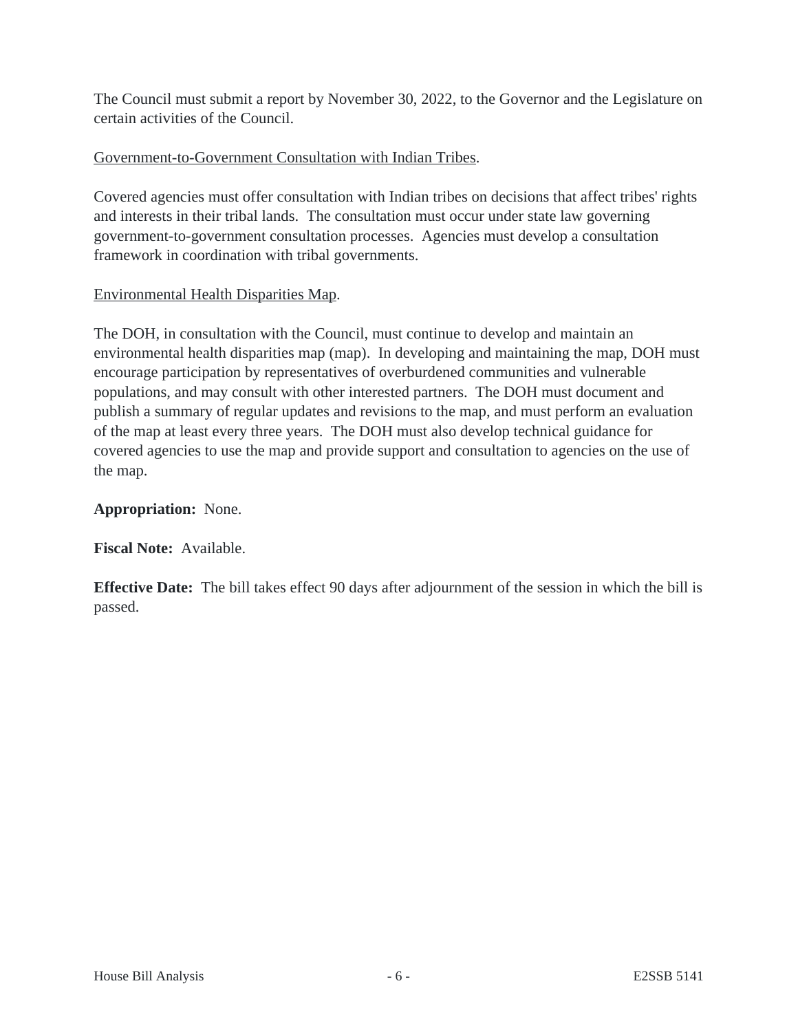The Council must submit a report by November 30, 2022, to the Governor and the Legislature on certain activities of the Council.

Government-to-Government Consultation with Indian Tribes.

Covered agencies must offer consultation with Indian tribes on decisions that affect tribes' rights and interests in their tribal lands. The consultation must occur under state law governing government-to-government consultation processes. Agencies must develop a consultation framework in coordination with tribal governments.

Environmental Health Disparities Map.

The DOH, in consultation with the Council, must continue to develop and maintain an environmental health disparities map (map). In developing and maintaining the map, DOH must encourage participation by representatives of overburdened communities and vulnerable populations, and may consult with other interested partners. The DOH must document and publish a summary of regular updates and revisions to the map, and must perform an evaluation of the map at least every three years. The DOH must also develop technical guidance for covered agencies to use the map and provide support and consultation to agencies on the use of the map.

**Appropriation:** None.

**Fiscal Note:** Available.

**Effective Date:** The bill takes effect 90 days after adjournment of the session in which the bill is passed.